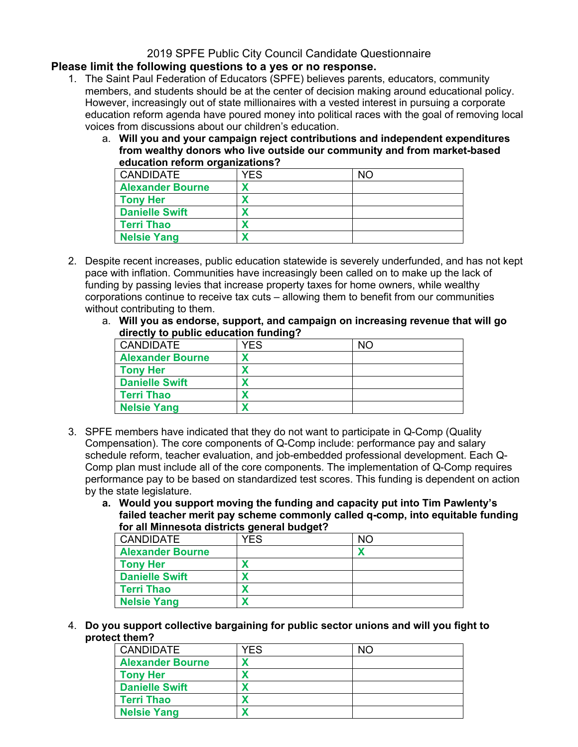# 2019 SPFE Public City Council Candidate Questionnaire

**Please limit the following questions to a yes or no response.**

1. The Saint Paul Federation of Educators (SPFE) believes parents, educators, community members, and students should be at the center of decision making around educational policy. However, increasingly out of state millionaires with a vested interest in pursuing a corporate education reform agenda have poured money into political races with the goal of removing local voices from discussions about our children's education.
   a. **Will you and your campaign reject contributions and independent expenditures from wealthy donors who live outside our community and from market-based education reform organizations?**

| CANDIDATE | YES | NO |
|---|---|---|
| **Alexander Bourne** | **X** | |
| **Tony Her** | **X** | |
| **Danielle Swift** | **X** | |
| **Terri Thao** | **X** | |
| **Nelsie Yang** | **X** | |

2. Despite recent increases, public education statewide is severely underfunded, and has not kept pace with inflation. Communities have increasingly been called on to make up the lack of funding by passing levies that increase property taxes for home owners, while wealthy corporations continue to receive tax cuts – allowing them to benefit from our communities without contributing to them.
   a. **Will you as endorse, support, and campaign on increasing revenue that will go directly to public education funding?**

| CANDIDATE | YES | NO |
|---|---|---|
| **Alexander Bourne** | **X** | |
| **Tony Her** | **X** | |
| **Danielle Swift** | **X** | |
| **Terri Thao** | **X** | |
| **Nelsie Yang** | **X** | |

3. SPFE members have indicated that they do not want to participate in Q-Comp (Quality Compensation). The core components of Q-Comp include: performance pay and salary schedule reform, teacher evaluation, and job-embedded professional development. Each Q-Comp plan must include all of the core components. The implementation of Q-Comp requires performance pay to be based on standardized test scores. This funding is dependent on action by the state legislature.
   a. **Would you support moving the funding and capacity put into Tim Pawlenty's failed teacher merit pay scheme commonly called q-comp, into equitable funding for all Minnesota districts general budget?**

| CANDIDATE | YES | NO |
|---|---|---|
| **Alexander Bourne** | | **X** |
| **Tony Her** | **X** | |
| **Danielle Swift** | **X** | |
| **Terri Thao** | **X** | |
| **Nelsie Yang** | **X** | |

4. **Do you support collective bargaining for public sector unions and will you fight to protect them?**

| CANDIDATE | YES | NO |
|---|---|---|
| **Alexander Bourne** | **X** | |
| **Tony Her** | **X** | |
| **Danielle Swift** | **X** | |
| **Terri Thao** | **X** | |
| **Nelsie Yang** | **X** | |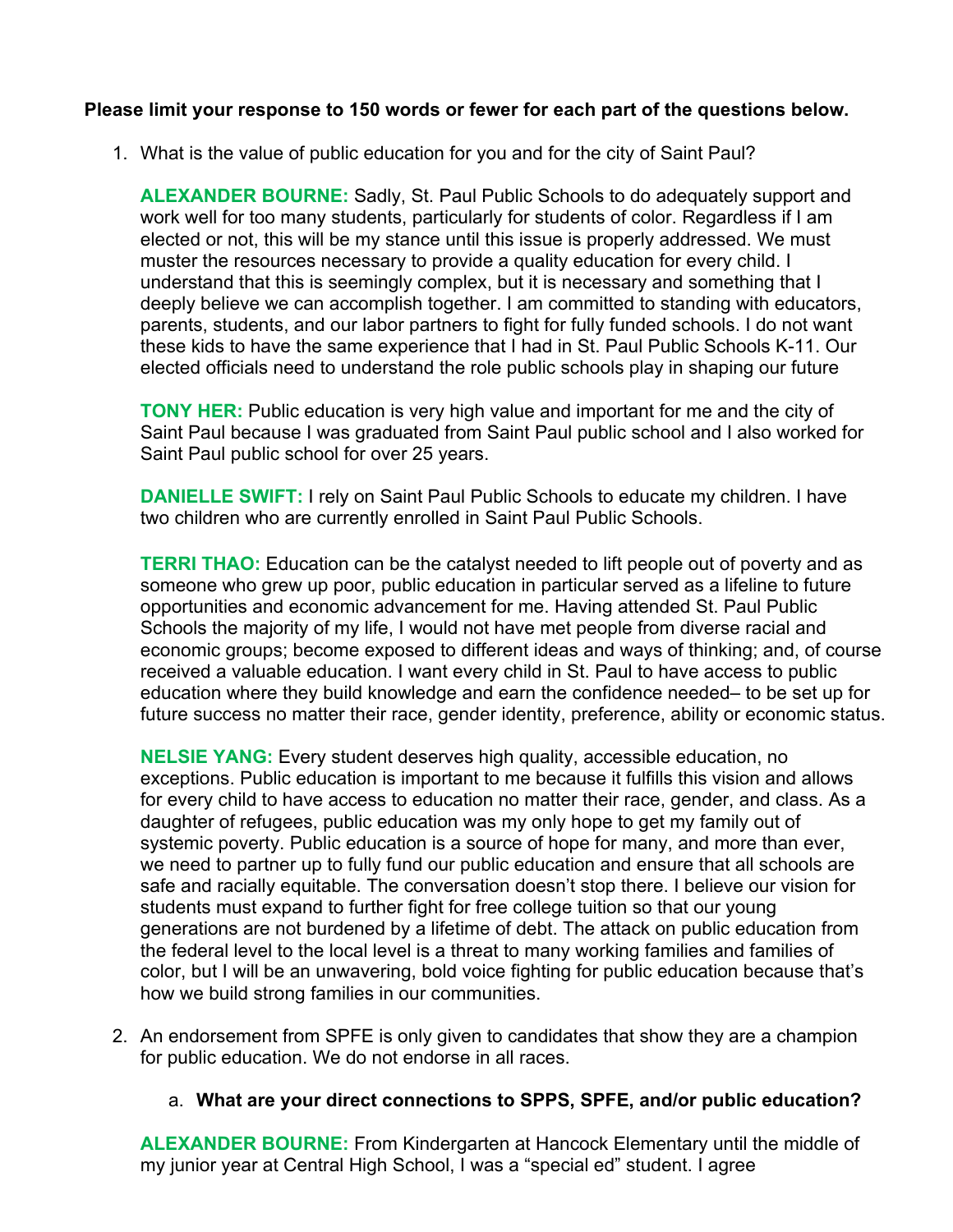**Please limit your response to 150 words or fewer for each part of the questions below.**

1. What is the value of public education for you and for the city of Saint Paul?

**ALEXANDER BOURNE:** Sadly, St. Paul Public Schools to do adequately support and work well for too many students, particularly for students of color. Regardless if I am elected or not, this will be my stance until this issue is properly addressed. We must muster the resources necessary to provide a quality education for every child. I understand that this is seemingly complex, but it is necessary and something that I deeply believe we can accomplish together. I am committed to standing with educators, parents, students, and our labor partners to fight for fully funded schools. I do not want these kids to have the same experience that I had in St. Paul Public Schools K-11. Our elected officials need to understand the role public schools play in shaping our future

**TONY HER:** Public education is very high value and important for me and the city of Saint Paul because I was graduated from Saint Paul public school and I also worked for Saint Paul public school for over 25 years.

**DANIELLE SWIFT:** I rely on Saint Paul Public Schools to educate my children. I have two children who are currently enrolled in Saint Paul Public Schools.

**TERRI THAO:** Education can be the catalyst needed to lift people out of poverty and as someone who grew up poor, public education in particular served as a lifeline to future opportunities and economic advancement for me. Having attended St. Paul Public Schools the majority of my life, I would not have met people from diverse racial and economic groups; become exposed to different ideas and ways of thinking; and, of course received a valuable education. I want every child in St. Paul to have access to public education where they build knowledge and earn the confidence needed– to be set up for future success no matter their race, gender identity, preference, ability or economic status.

**NELSIE YANG:** Every student deserves high quality, accessible education, no exceptions. Public education is important to me because it fulfills this vision and allows for every child to have access to education no matter their race, gender, and class. As a daughter of refugees, public education was my only hope to get my family out of systemic poverty. Public education is a source of hope for many, and more than ever, we need to partner up to fully fund our public education and ensure that all schools are safe and racially equitable. The conversation doesn't stop there. I believe our vision for students must expand to further fight for free college tuition so that our young generations are not burdened by a lifetime of debt. The attack on public education from the federal level to the local level is a threat to many working families and families of color, but I will be an unwavering, bold voice fighting for public education because that's how we build strong families in our communities.

2. An endorsement from SPFE is only given to candidates that show they are a champion for public education. We do not endorse in all races.

   a. **What are your direct connections to SPPS, SPFE, and/or public education?**

**ALEXANDER BOURNE:** From Kindergarten at Hancock Elementary until the middle of my junior year at Central High School, I was a "special ed" student. I agree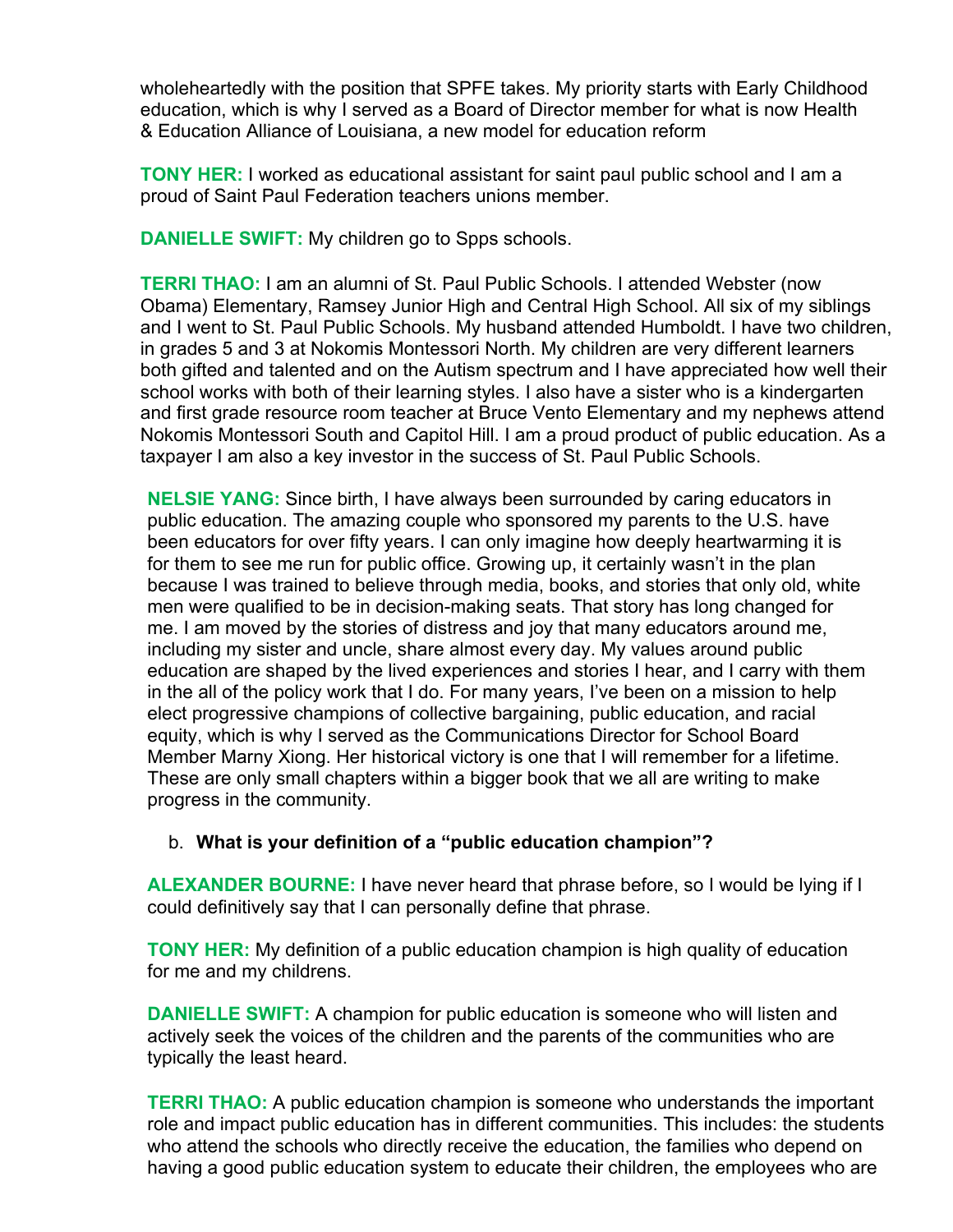wholeheartedly with the position that SPFE takes. My priority starts with Early Childhood education, which is why I served as a Board of Director member for what is now Health & Education Alliance of Louisiana, a new model for education reform

**TONY HER:** I worked as educational assistant for saint paul public school and I am a proud of Saint Paul Federation teachers unions member.

**DANIELLE SWIFT:** My children go to Spps schools.

**TERRI THAO:** I am an alumni of St. Paul Public Schools. I attended Webster (now Obama) Elementary, Ramsey Junior High and Central High School. All six of my siblings and I went to St. Paul Public Schools. My husband attended Humboldt. I have two children, in grades 5 and 3 at Nokomis Montessori North. My children are very different learners both gifted and talented and on the Autism spectrum and I have appreciated how well their school works with both of their learning styles. I also have a sister who is a kindergarten and first grade resource room teacher at Bruce Vento Elementary and my nephews attend Nokomis Montessori South and Capitol Hill. I am a proud product of public education. As a taxpayer I am also a key investor in the success of St. Paul Public Schools.

**NELSIE YANG:** Since birth, I have always been surrounded by caring educators in public education. The amazing couple who sponsored my parents to the U.S. have been educators for over fifty years. I can only imagine how deeply heartwarming it is for them to see me run for public office. Growing up, it certainly wasn't in the plan because I was trained to believe through media, books, and stories that only old, white men were qualified to be in decision-making seats. That story has long changed for me. I am moved by the stories of distress and joy that many educators around me, including my sister and uncle, share almost every day. My values around public education are shaped by the lived experiences and stories I hear, and I carry with them in the all of the policy work that I do. For many years, I've been on a mission to help elect progressive champions of collective bargaining, public education, and racial equity, which is why I served as the Communications Director for School Board Member Marny Xiong. Her historical victory is one that I will remember for a lifetime. These are only small chapters within a bigger book that we all are writing to make progress in the community.

b. **What is your definition of a "public education champion"?**

**ALEXANDER BOURNE:** I have never heard that phrase before, so I would be lying if I could definitively say that I can personally define that phrase.

**TONY HER:** My definition of a public education champion is high quality of education for me and my childrens.

**DANIELLE SWIFT:** A champion for public education is someone who will listen and actively seek the voices of the children and the parents of the communities who are typically the least heard.

**TERRI THAO:** A public education champion is someone who understands the important role and impact public education has in different communities. This includes: the students who attend the schools who directly receive the education, the families who depend on having a good public education system to educate their children, the employees who are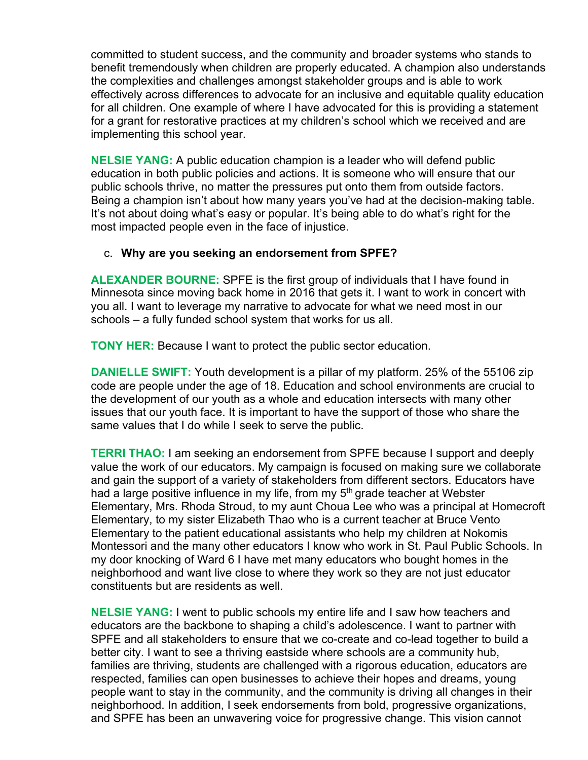committed to student success, and the community and broader systems who stands to benefit tremendously when children are properly educated. A champion also understands the complexities and challenges amongst stakeholder groups and is able to work effectively across differences to advocate for an inclusive and equitable quality education for all children. One example of where I have advocated for this is providing a statement for a grant for restorative practices at my children's school which we received and are implementing this school year.

**NELSIE YANG:** A public education champion is a leader who will defend public education in both public policies and actions. It is someone who will ensure that our public schools thrive, no matter the pressures put onto them from outside factors. Being a champion isn't about how many years you've had at the decision-making table. It's not about doing what's easy or popular. It's being able to do what's right for the most impacted people even in the face of injustice.

c. **Why are you seeking an endorsement from SPFE?**

**ALEXANDER BOURNE:** SPFE is the first group of individuals that I have found in Minnesota since moving back home in 2016 that gets it. I want to work in concert with you all. I want to leverage my narrative to advocate for what we need most in our schools – a fully funded school system that works for us all.

**TONY HER:** Because I want to protect the public sector education.

**DANIELLE SWIFT:** Youth development is a pillar of my platform. 25% of the 55106 zip code are people under the age of 18. Education and school environments are crucial to the development of our youth as a whole and education intersects with many other issues that our youth face. It is important to have the support of those who share the same values that I do while I seek to serve the public.

**TERRI THAO:** I am seeking an endorsement from SPFE because I support and deeply value the work of our educators. My campaign is focused on making sure we collaborate and gain the support of a variety of stakeholders from different sectors. Educators have had a large positive influence in my life, from my 5th grade teacher at Webster Elementary, Mrs. Rhoda Stroud, to my aunt Choua Lee who was a principal at Homecroft Elementary, to my sister Elizabeth Thao who is a current teacher at Bruce Vento Elementary to the patient educational assistants who help my children at Nokomis Montessori and the many other educators I know who work in St. Paul Public Schools. In my door knocking of Ward 6 I have met many educators who bought homes in the neighborhood and want live close to where they work so they are not just educator constituents but are residents as well.

**NELSIE YANG:** I went to public schools my entire life and I saw how teachers and educators are the backbone to shaping a child's adolescence. I want to partner with SPFE and all stakeholders to ensure that we co-create and co-lead together to build a better city. I want to see a thriving eastside where schools are a community hub, families are thriving, students are challenged with a rigorous education, educators are respected, families can open businesses to achieve their hopes and dreams, young people want to stay in the community, and the community is driving all changes in their neighborhood. In addition, I seek endorsements from bold, progressive organizations, and SPFE has been an unwavering voice for progressive change. This vision cannot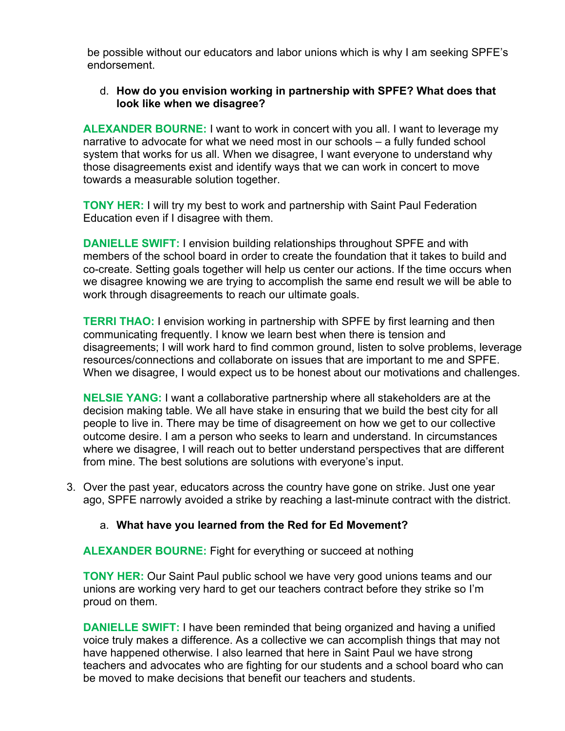be possible without our educators and labor unions which is why I am seeking SPFE's endorsement.

d. **How do you envision working in partnership with SPFE? What does that look like when we disagree?**

**ALEXANDER BOURNE:** I want to work in concert with you all. I want to leverage my narrative to advocate for what we need most in our schools – a fully funded school system that works for us all. When we disagree, I want everyone to understand why those disagreements exist and identify ways that we can work in concert to move towards a measurable solution together.

**TONY HER:** I will try my best to work and partnership with Saint Paul Federation Education even if I disagree with them.

**DANIELLE SWIFT:** I envision building relationships throughout SPFE and with members of the school board in order to create the foundation that it takes to build and co-create. Setting goals together will help us center our actions. If the time occurs when we disagree knowing we are trying to accomplish the same end result we will be able to work through disagreements to reach our ultimate goals.

**TERRI THAO:** I envision working in partnership with SPFE by first learning and then communicating frequently. I know we learn best when there is tension and disagreements; I will work hard to find common ground, listen to solve problems, leverage resources/connections and collaborate on issues that are important to me and SPFE. When we disagree, I would expect us to be honest about our motivations and challenges.

**NELSIE YANG:** I want a collaborative partnership where all stakeholders are at the decision making table. We all have stake in ensuring that we build the best city for all people to live in. There may be time of disagreement on how we get to our collective outcome desire. I am a person who seeks to learn and understand. In circumstances where we disagree, I will reach out to better understand perspectives that are different from mine. The best solutions are solutions with everyone's input.

3. Over the past year, educators across the country have gone on strike. Just one year ago, SPFE narrowly avoided a strike by reaching a last-minute contract with the district.

a. **What have you learned from the Red for Ed Movement?**

**ALEXANDER BOURNE:** Fight for everything or succeed at nothing

**TONY HER:** Our Saint Paul public school we have very good unions teams and our unions are working very hard to get our teachers contract before they strike so I'm proud on them.

**DANIELLE SWIFT:** I have been reminded that being organized and having a unified voice truly makes a difference. As a collective we can accomplish things that may not have happened otherwise. I also learned that here in Saint Paul we have strong teachers and advocates who are fighting for our students and a school board who can be moved to make decisions that benefit our teachers and students.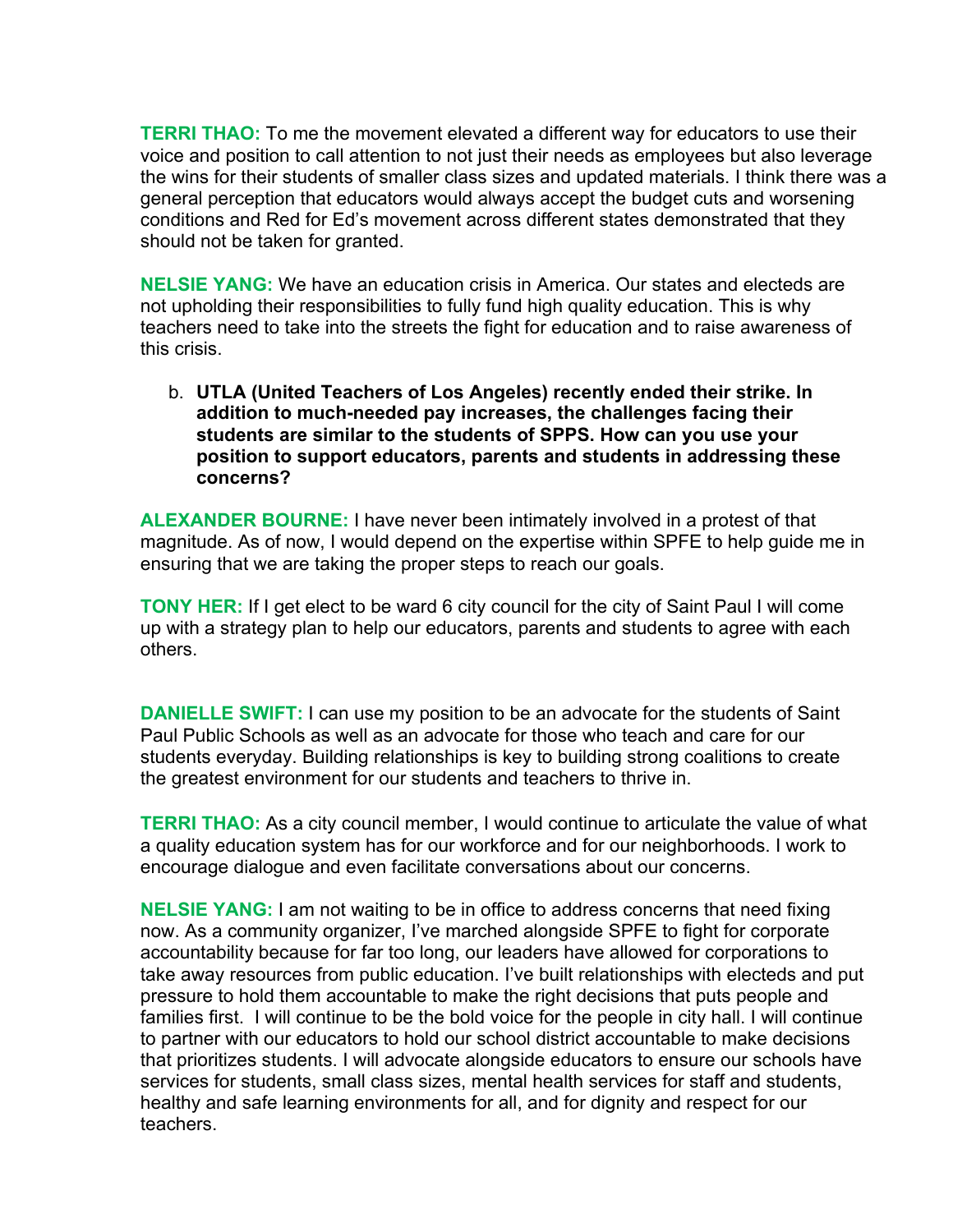**TERRI THAO:** To me the movement elevated a different way for educators to use their voice and position to call attention to not just their needs as employees but also leverage the wins for their students of smaller class sizes and updated materials. I think there was a general perception that educators would always accept the budget cuts and worsening conditions and Red for Ed's movement across different states demonstrated that they should not be taken for granted.

**NELSIE YANG:** We have an education crisis in America. Our states and electeds are not upholding their responsibilities to fully fund high quality education. This is why teachers need to take into the streets the fight for education and to raise awareness of this crisis.

b. **UTLA (United Teachers of Los Angeles) recently ended their strike. In addition to much-needed pay increases, the challenges facing their students are similar to the students of SPPS. How can you use your position to support educators, parents and students in addressing these concerns?**

**ALEXANDER BOURNE:** I have never been intimately involved in a protest of that magnitude. As of now, I would depend on the expertise within SPFE to help guide me in ensuring that we are taking the proper steps to reach our goals.

**TONY HER:** If I get elect to be ward 6 city council for the city of Saint Paul I will come up with a strategy plan to help our educators, parents and students to agree with each others.

**DANIELLE SWIFT:** I can use my position to be an advocate for the students of Saint Paul Public Schools as well as an advocate for those who teach and care for our students everyday. Building relationships is key to building strong coalitions to create the greatest environment for our students and teachers to thrive in.

**TERRI THAO:** As a city council member, I would continue to articulate the value of what a quality education system has for our workforce and for our neighborhoods. I work to encourage dialogue and even facilitate conversations about our concerns.

**NELSIE YANG:** I am not waiting to be in office to address concerns that need fixing now. As a community organizer, I've marched alongside SPFE to fight for corporate accountability because for far too long, our leaders have allowed for corporations to take away resources from public education. I've built relationships with electeds and put pressure to hold them accountable to make the right decisions that puts people and families first. I will continue to be the bold voice for the people in city hall. I will continue to partner with our educators to hold our school district accountable to make decisions that prioritizes students. I will advocate alongside educators to ensure our schools have services for students, small class sizes, mental health services for staff and students, healthy and safe learning environments for all, and for dignity and respect for our teachers.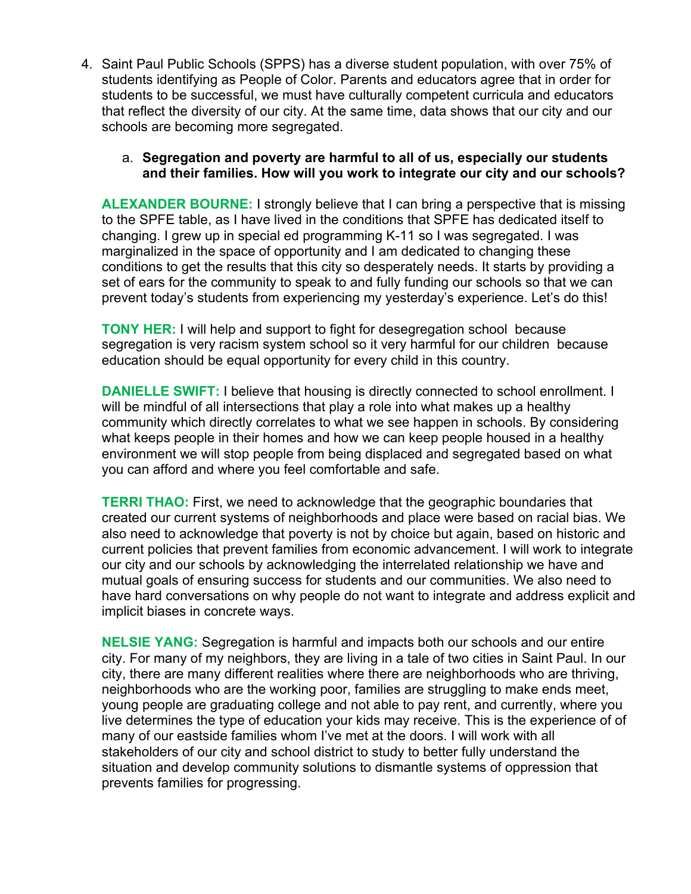4. Saint Paul Public Schools (SPPS) has a diverse student population, with over 75% of students identifying as People of Color. Parents and educators agree that in order for students to be successful, we must have culturally competent curricula and educators that reflect the diversity of our city. At the same time, data shows that our city and our schools are becoming more segregated.

   a. **Segregation and poverty are harmful to all of us, especially our students and their families. How will you work to integrate our city and our schools?**

**ALEXANDER BOURNE:** I strongly believe that I can bring a perspective that is missing to the SPFE table, as I have lived in the conditions that SPFE has dedicated itself to changing. I grew up in special ed programming K-11 so I was segregated. I was marginalized in the space of opportunity and I am dedicated to changing these conditions to get the results that this city so desperately needs. It starts by providing a set of ears for the community to speak to and fully funding our schools so that we can prevent today's students from experiencing my yesterday's experience. Let's do this!

**TONY HER:** I will help and support to fight for desegregation school because segregation is very racism system school so it very harmful for our children because education should be equal opportunity for every child in this country.

**DANIELLE SWIFT:** I believe that housing is directly connected to school enrollment. I will be mindful of all intersections that play a role into what makes up a healthy community which directly correlates to what we see happen in schools. By considering what keeps people in their homes and how we can keep people housed in a healthy environment we will stop people from being displaced and segregated based on what you can afford and where you feel comfortable and safe.

**TERRI THAO:** First, we need to acknowledge that the geographic boundaries that created our current systems of neighborhoods and place were based on racial bias. We also need to acknowledge that poverty is not by choice but again, based on historic and current policies that prevent families from economic advancement. I will work to integrate our city and our schools by acknowledging the interrelated relationship we have and mutual goals of ensuring success for students and our communities. We also need to have hard conversations on why people do not want to integrate and address explicit and implicit biases in concrete ways.

**NELSIE YANG:** Segregation is harmful and impacts both our schools and our entire city. For many of my neighbors, they are living in a tale of two cities in Saint Paul. In our city, there are many different realities where there are neighborhoods who are thriving, neighborhoods who are the working poor, families are struggling to make ends meet, young people are graduating college and not able to pay rent, and currently, where you live determines the type of education your kids may receive. This is the experience of of many of our eastside families whom I've met at the doors. I will work with all stakeholders of our city and school district to study to better fully understand the situation and develop community solutions to dismantle systems of oppression that prevents families for progressing.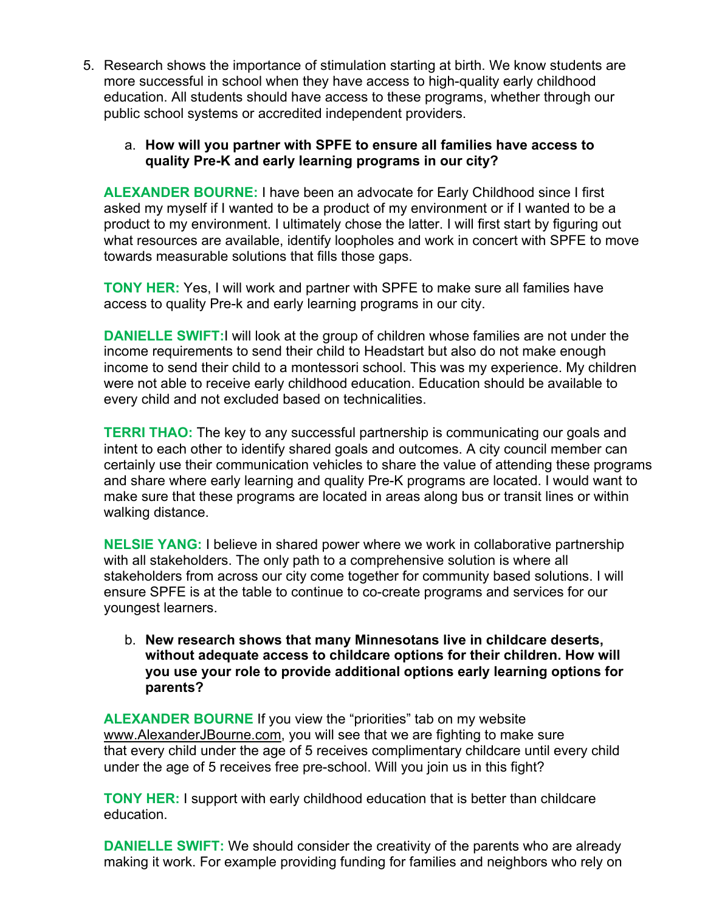5. Research shows the importance of stimulation starting at birth. We know students are more successful in school when they have access to high-quality early childhood education. All students should have access to these programs, whether through our public school systems or accredited independent providers.

   a. **How will you partner with SPFE to ensure all families have access to quality Pre-K and early learning programs in our city?**

**ALEXANDER BOURNE:** I have been an advocate for Early Childhood since I first asked my myself if I wanted to be a product of my environment or if I wanted to be a product to my environment. I ultimately chose the latter. I will first start by figuring out what resources are available, identify loopholes and work in concert with SPFE to move towards measurable solutions that fills those gaps.

**TONY HER:** Yes, I will work and partner with SPFE to make sure all families have access to quality Pre-k and early learning programs in our city.

**DANIELLE SWIFT:** I will look at the group of children whose families are not under the income requirements to send their child to Headstart but also do not make enough income to send their child to a montessori school. This was my experience. My children were not able to receive early childhood education. Education should be available to every child and not excluded based on technicalities.

**TERRI THAO:** The key to any successful partnership is communicating our goals and intent to each other to identify shared goals and outcomes. A city council member can certainly use their communication vehicles to share the value of attending these programs and share where early learning and quality Pre-K programs are located. I would want to make sure that these programs are located in areas along bus or transit lines or within walking distance.

**NELSIE YANG:** I believe in shared power where we work in collaborative partnership with all stakeholders. The only path to a comprehensive solution is where all stakeholders from across our city come together for community based solutions. I will ensure SPFE is at the table to continue to co-create programs and services for our youngest learners.

   b. **New research shows that many Minnesotans live in childcare deserts, without adequate access to childcare options for their children. How will you use your role to provide additional options early learning options for parents?**

**ALEXANDER BOURNE** If you view the "priorities" tab on my website www.AlexanderJBourne.com, you will see that we are fighting to make sure that every child under the age of 5 receives complimentary childcare until every child under the age of 5 receives free pre-school. Will you join us in this fight?

**TONY HER:** I support with early childhood education that is better than childcare education.

**DANIELLE SWIFT:** We should consider the creativity of the parents who are already making it work. For example providing funding for families and neighbors who rely on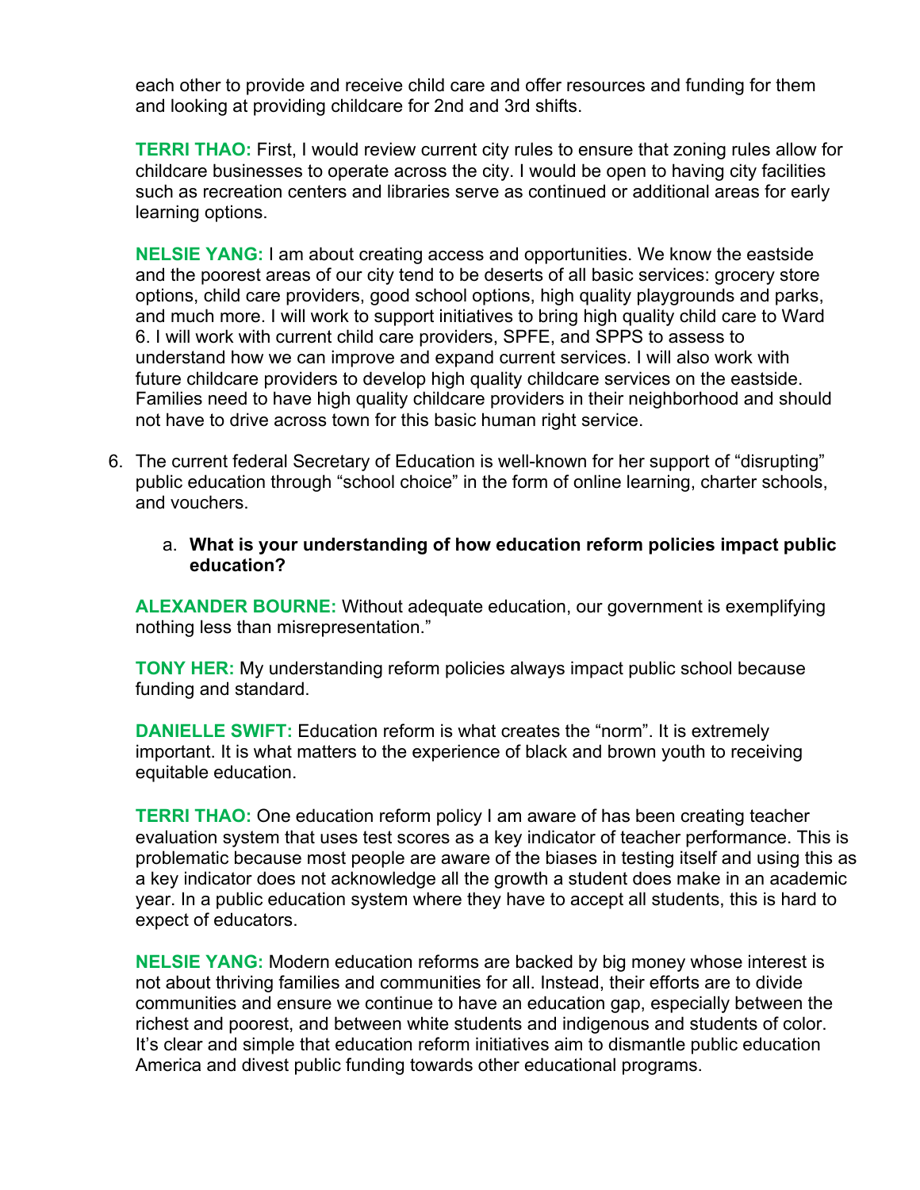each other to provide and receive child care and offer resources and funding for them and looking at providing childcare for 2nd and 3rd shifts.

**TERRI THAO:** First, I would review current city rules to ensure that zoning rules allow for childcare businesses to operate across the city. I would be open to having city facilities such as recreation centers and libraries serve as continued or additional areas for early learning options.

**NELSIE YANG:** I am about creating access and opportunities. We know the eastside and the poorest areas of our city tend to be deserts of all basic services: grocery store options, child care providers, good school options, high quality playgrounds and parks, and much more. I will work to support initiatives to bring high quality child care to Ward 6. I will work with current child care providers, SPFE, and SPPS to assess to understand how we can improve and expand current services. I will also work with future childcare providers to develop high quality childcare services on the eastside. Families need to have high quality childcare providers in their neighborhood and should not have to drive across town for this basic human right service.

6. The current federal Secretary of Education is well-known for her support of "disrupting" public education through "school choice" in the form of online learning, charter schools, and vouchers.

   a. **What is your understanding of how education reform policies impact public education?**

**ALEXANDER BOURNE:** Without adequate education, our government is exemplifying nothing less than misrepresentation."

**TONY HER:** My understanding reform policies always impact public school because funding and standard.

**DANIELLE SWIFT:** Education reform is what creates the "norm". It is extremely important. It is what matters to the experience of black and brown youth to receiving equitable education.

**TERRI THAO:** One education reform policy I am aware of has been creating teacher evaluation system that uses test scores as a key indicator of teacher performance. This is problematic because most people are aware of the biases in testing itself and using this as a key indicator does not acknowledge all the growth a student does make in an academic year. In a public education system where they have to accept all students, this is hard to expect of educators.

**NELSIE YANG:** Modern education reforms are backed by big money whose interest is not about thriving families and communities for all. Instead, their efforts are to divide communities and ensure we continue to have an education gap, especially between the richest and poorest, and between white students and indigenous and students of color. It's clear and simple that education reform initiatives aim to dismantle public education America and divest public funding towards other educational programs.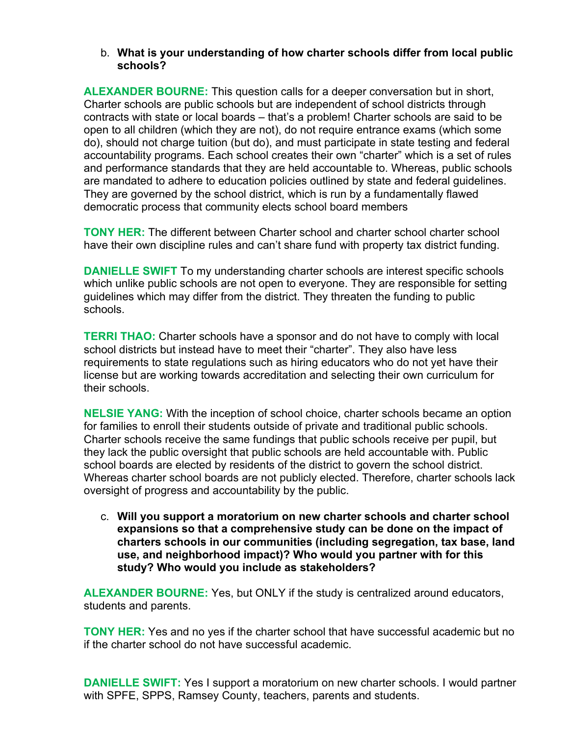b. **What is your understanding of how charter schools differ from local public schools?**

**ALEXANDER BOURNE:** This question calls for a deeper conversation but in short, Charter schools are public schools but are independent of school districts through contracts with state or local boards – that's a problem! Charter schools are said to be open to all children (which they are not), do not require entrance exams (which some do), should not charge tuition (but do), and must participate in state testing and federal accountability programs. Each school creates their own "charter" which is a set of rules and performance standards that they are held accountable to. Whereas, public schools are mandated to adhere to education policies outlined by state and federal guidelines. They are governed by the school district, which is run by a fundamentally flawed democratic process that community elects school board members

**TONY HER:** The different between Charter school and charter school charter school have their own discipline rules and can't share fund with property tax district funding.

**DANIELLE SWIFT** To my understanding charter schools are interest specific schools which unlike public schools are not open to everyone. They are responsible for setting guidelines which may differ from the district. They threaten the funding to public schools.

**TERRI THAO:** Charter schools have a sponsor and do not have to comply with local school districts but instead have to meet their "charter". They also have less requirements to state regulations such as hiring educators who do not yet have their license but are working towards accreditation and selecting their own curriculum for their schools.

**NELSIE YANG:** With the inception of school choice, charter schools became an option for families to enroll their students outside of private and traditional public schools. Charter schools receive the same fundings that public schools receive per pupil, but they lack the public oversight that public schools are held accountable with. Public school boards are elected by residents of the district to govern the school district. Whereas charter school boards are not publicly elected. Therefore, charter schools lack oversight of progress and accountability by the public.

c. **Will you support a moratorium on new charter schools and charter school expansions so that a comprehensive study can be done on the impact of charters schools in our communities (including segregation, tax base, land use, and neighborhood impact)? Who would you partner with for this study? Who would you include as stakeholders?**

**ALEXANDER BOURNE:** Yes, but ONLY if the study is centralized around educators, students and parents.

**TONY HER:** Yes and no yes if the charter school that have successful academic but no if the charter school do not have successful academic.

**DANIELLE SWIFT:** Yes I support a moratorium on new charter schools. I would partner with SPFE, SPPS, Ramsey County, teachers, parents and students.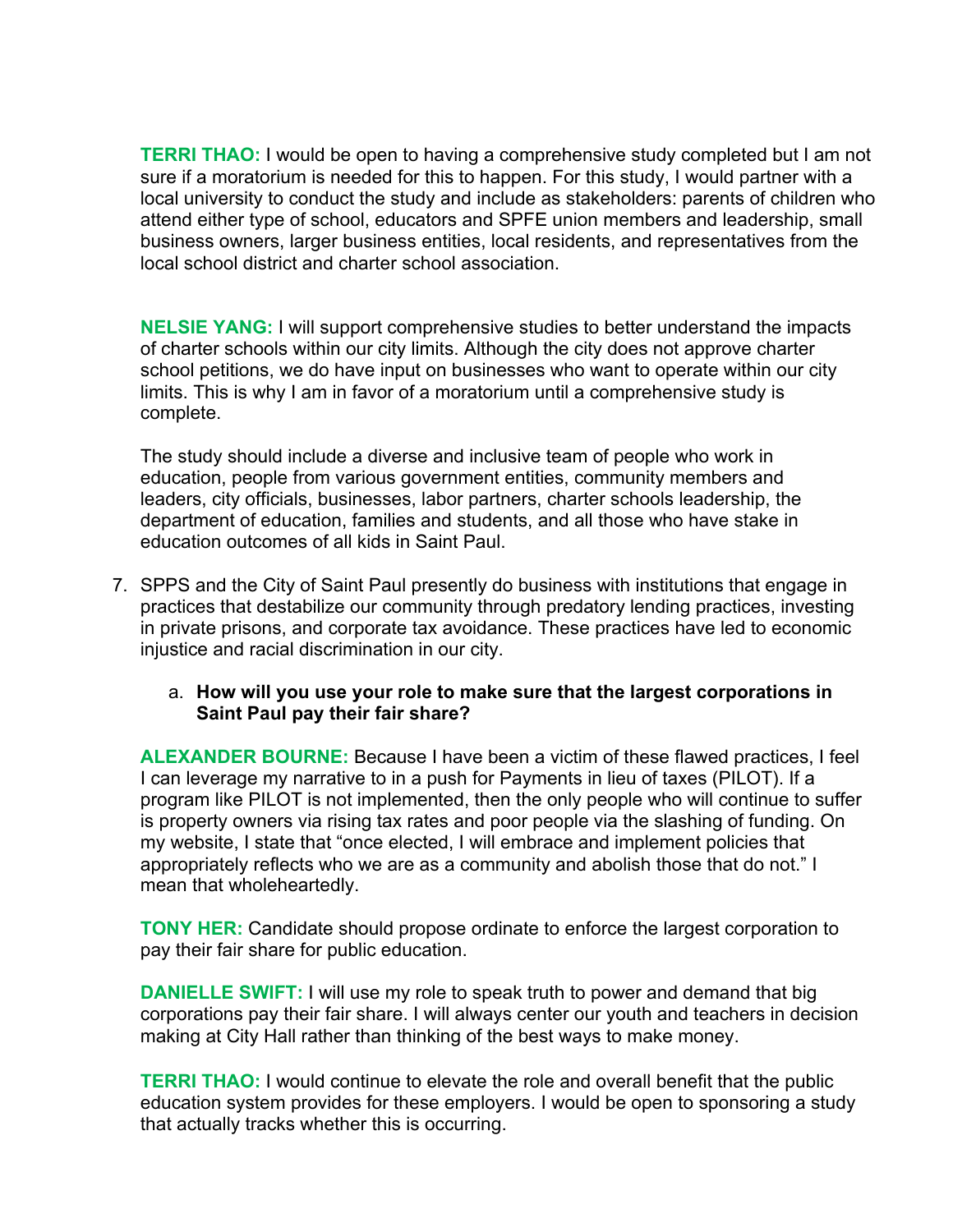**TERRI THAO:** I would be open to having a comprehensive study completed but I am not sure if a moratorium is needed for this to happen. For this study, I would partner with a local university to conduct the study and include as stakeholders: parents of children who attend either type of school, educators and SPFE union members and leadership, small business owners, larger business entities, local residents, and representatives from the local school district and charter school association.

**NELSIE YANG:** I will support comprehensive studies to better understand the impacts of charter schools within our city limits. Although the city does not approve charter school petitions, we do have input on businesses who want to operate within our city limits. This is why I am in favor of a moratorium until a comprehensive study is complete.

The study should include a diverse and inclusive team of people who work in education, people from various government entities, community members and leaders, city officials, businesses, labor partners, charter schools leadership, the department of education, families and students, and all those who have stake in education outcomes of all kids in Saint Paul.

7. SPPS and the City of Saint Paul presently do business with institutions that engage in practices that destabilize our community through predatory lending practices, investing in private prisons, and corporate tax avoidance. These practices have led to economic injustice and racial discrimination in our city.

   a. **How will you use your role to make sure that the largest corporations in Saint Paul pay their fair share?**

**ALEXANDER BOURNE:** Because I have been a victim of these flawed practices, I feel I can leverage my narrative to in a push for Payments in lieu of taxes (PILOT). If a program like PILOT is not implemented, then the only people who will continue to suffer is property owners via rising tax rates and poor people via the slashing of funding. On my website, I state that "once elected, I will embrace and implement policies that appropriately reflects who we are as a community and abolish those that do not." I mean that wholeheartedly.

**TONY HER:** Candidate should propose ordinate to enforce the largest corporation to pay their fair share for public education.

**DANIELLE SWIFT:** I will use my role to speak truth to power and demand that big corporations pay their fair share. I will always center our youth and teachers in decision making at City Hall rather than thinking of the best ways to make money.

**TERRI THAO:** I would continue to elevate the role and overall benefit that the public education system provides for these employers. I would be open to sponsoring a study that actually tracks whether this is occurring.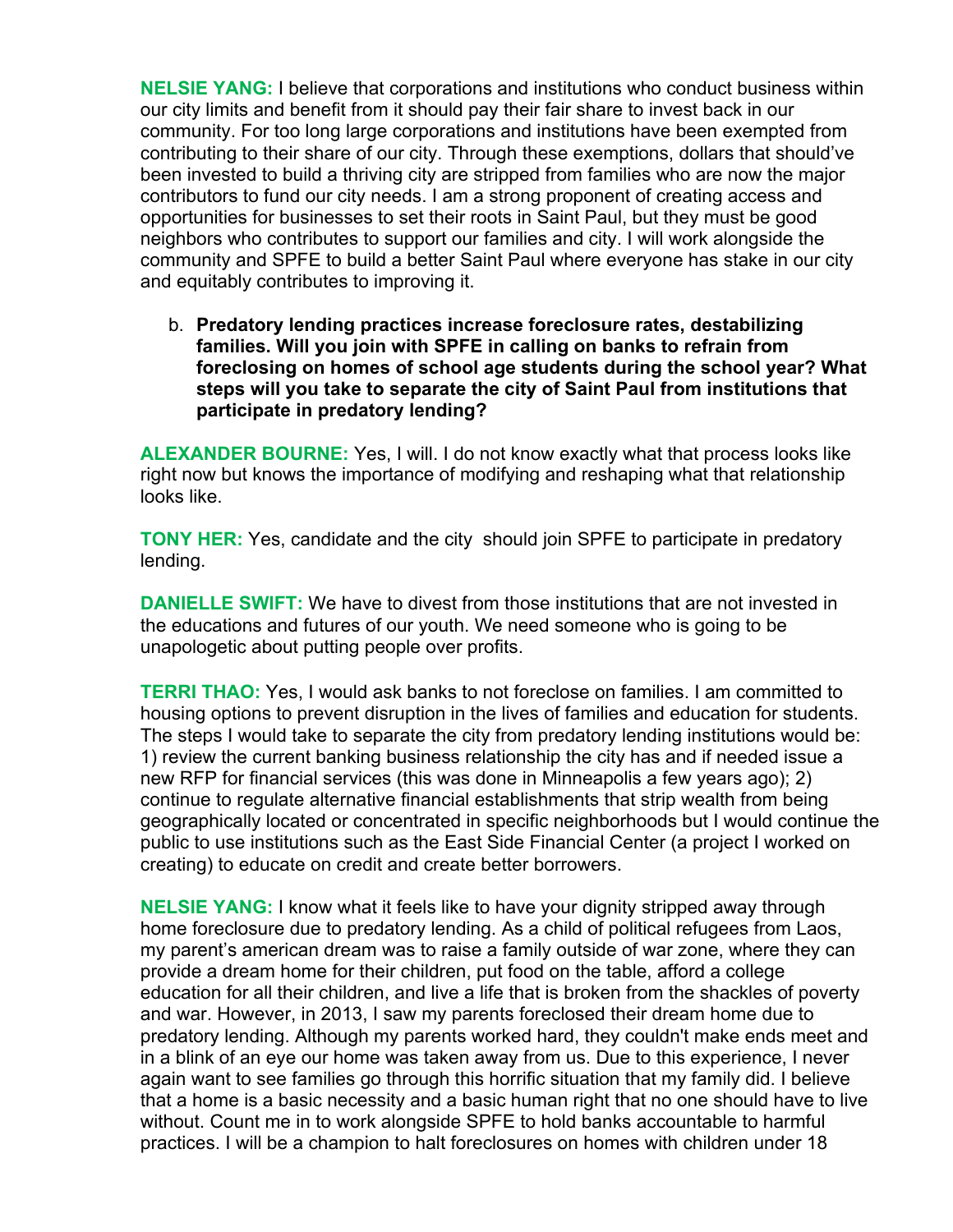**NELSIE YANG:** I believe that corporations and institutions who conduct business within our city limits and benefit from it should pay their fair share to invest back in our community. For too long large corporations and institutions have been exempted from contributing to their share of our city. Through these exemptions, dollars that should've been invested to build a thriving city are stripped from families who are now the major contributors to fund our city needs. I am a strong proponent of creating access and opportunities for businesses to set their roots in Saint Paul, but they must be good neighbors who contributes to support our families and city. I will work alongside the community and SPFE to build a better Saint Paul where everyone has stake in our city and equitably contributes to improving it.

b. **Predatory lending practices increase foreclosure rates, destabilizing families. Will you join with SPFE in calling on banks to refrain from foreclosing on homes of school age students during the school year? What steps will you take to separate the city of Saint Paul from institutions that participate in predatory lending?**

**ALEXANDER BOURNE:** Yes, I will. I do not know exactly what that process looks like right now but knows the importance of modifying and reshaping what that relationship looks like.

**TONY HER:** Yes, candidate and the city should join SPFE to participate in predatory lending.

**DANIELLE SWIFT:** We have to divest from those institutions that are not invested in the educations and futures of our youth. We need someone who is going to be unapologetic about putting people over profits.

**TERRI THAO:** Yes, I would ask banks to not foreclose on families. I am committed to housing options to prevent disruption in the lives of families and education for students. The steps I would take to separate the city from predatory lending institutions would be: 1) review the current banking business relationship the city has and if needed issue a new RFP for financial services (this was done in Minneapolis a few years ago); 2) continue to regulate alternative financial establishments that strip wealth from being geographically located or concentrated in specific neighborhoods but I would continue the public to use institutions such as the East Side Financial Center (a project I worked on creating) to educate on credit and create better borrowers.

**NELSIE YANG:** I know what it feels like to have your dignity stripped away through home foreclosure due to predatory lending. As a child of political refugees from Laos, my parent's american dream was to raise a family outside of war zone, where they can provide a dream home for their children, put food on the table, afford a college education for all their children, and live a life that is broken from the shackles of poverty and war. However, in 2013, I saw my parents foreclosed their dream home due to predatory lending. Although my parents worked hard, they couldn't make ends meet and in a blink of an eye our home was taken away from us. Due to this experience, I never again want to see families go through this horrific situation that my family did. I believe that a home is a basic necessity and a basic human right that no one should have to live without. Count me in to work alongside SPFE to hold banks accountable to harmful practices. I will be a champion to halt foreclosures on homes with children under 18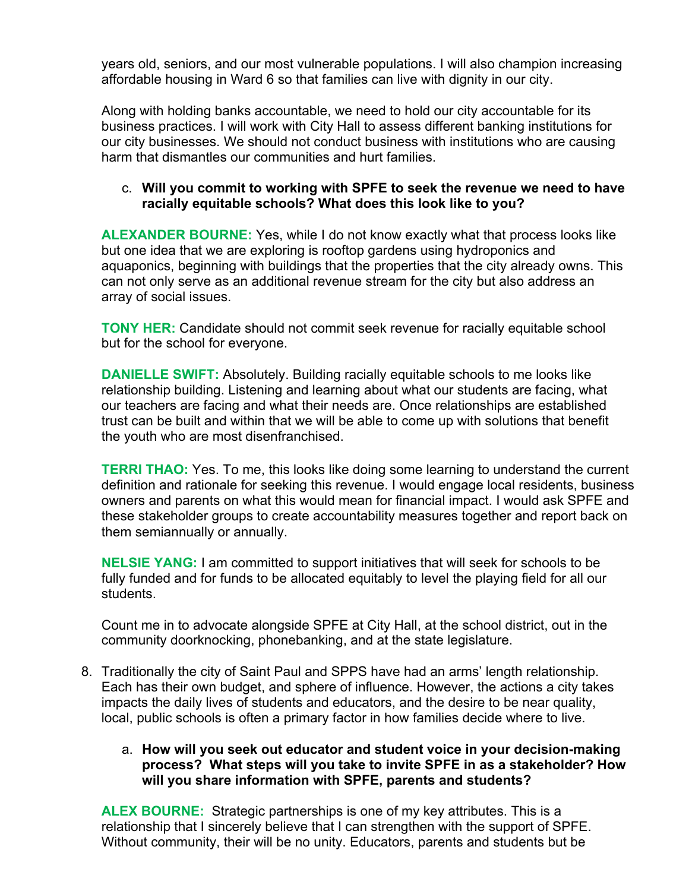years old, seniors, and our most vulnerable populations. I will also champion increasing affordable housing in Ward 6 so that families can live with dignity in our city.

Along with holding banks accountable, we need to hold our city accountable for its business practices. I will work with City Hall to assess different banking institutions for our city businesses. We should not conduct business with institutions who are causing harm that dismantles our communities and hurt families.

c. **Will you commit to working with SPFE to seek the revenue we need to have racially equitable schools? What does this look like to you?**

**ALEXANDER BOURNE:** Yes, while I do not know exactly what that process looks like but one idea that we are exploring is rooftop gardens using hydroponics and aquaponics, beginning with buildings that the properties that the city already owns. This can not only serve as an additional revenue stream for the city but also address an array of social issues.

**TONY HER:** Candidate should not commit seek revenue for racially equitable school but for the school for everyone.

**DANIELLE SWIFT:** Absolutely. Building racially equitable schools to me looks like relationship building. Listening and learning about what our students are facing, what our teachers are facing and what their needs are. Once relationships are established trust can be built and within that we will be able to come up with solutions that benefit the youth who are most disenfranchised.

**TERRI THAO:** Yes. To me, this looks like doing some learning to understand the current definition and rationale for seeking this revenue. I would engage local residents, business owners and parents on what this would mean for financial impact. I would ask SPFE and these stakeholder groups to create accountability measures together and report back on them semiannually or annually.

**NELSIE YANG:** I am committed to support initiatives that will seek for schools to be fully funded and for funds to be allocated equitably to level the playing field for all our students.

Count me in to advocate alongside SPFE at City Hall, at the school district, out in the community doorknocking, phonebanking, and at the state legislature.

8. Traditionally the city of Saint Paul and SPPS have had an arms' length relationship. Each has their own budget, and sphere of influence. However, the actions a city takes impacts the daily lives of students and educators, and the desire to be near quality, local, public schools is often a primary factor in how families decide where to live.

   a. **How will you seek out educator and student voice in your decision-making process? What steps will you take to invite SPFE in as a stakeholder? How will you share information with SPFE, parents and students?**

**ALEX BOURNE:** Strategic partnerships is one of my key attributes. This is a relationship that I sincerely believe that I can strengthen with the support of SPFE. Without community, their will be no unity. Educators, parents and students but be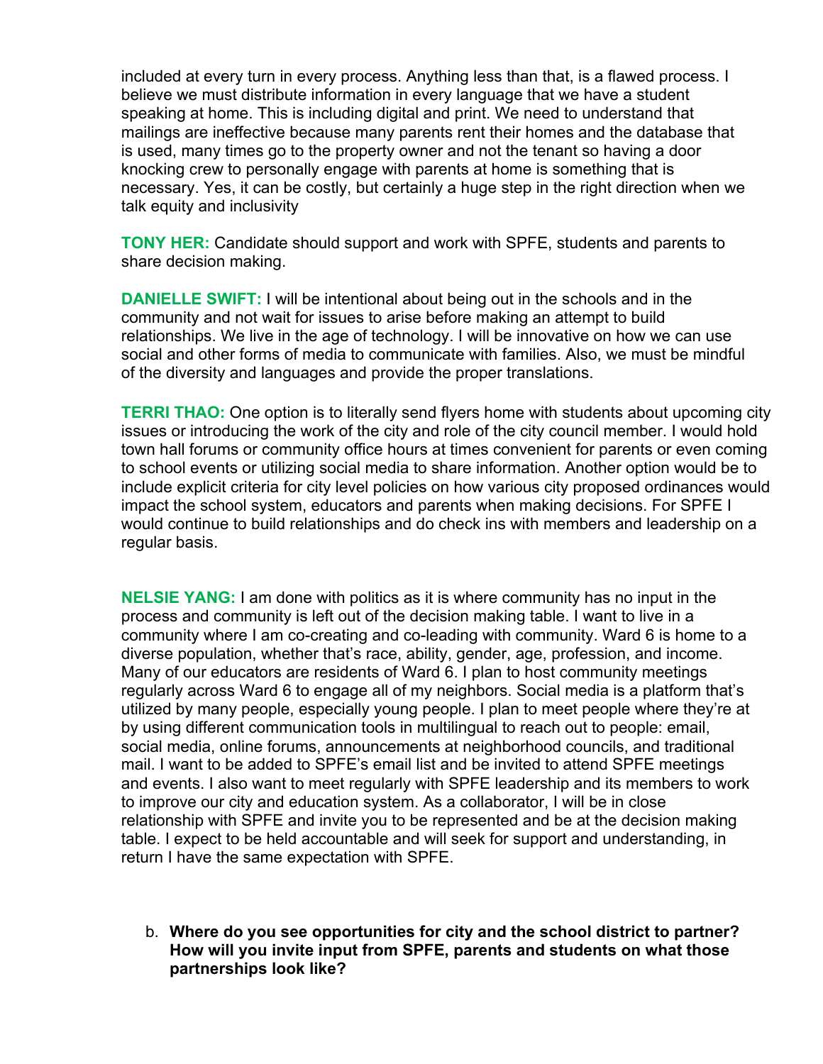included at every turn in every process. Anything less than that, is a flawed process. I believe we must distribute information in every language that we have a student speaking at home. This is including digital and print. We need to understand that mailings are ineffective because many parents rent their homes and the database that is used, many times go to the property owner and not the tenant so having a door knocking crew to personally engage with parents at home is something that is necessary. Yes, it can be costly, but certainly a huge step in the right direction when we talk equity and inclusivity

**TONY HER:** Candidate should support and work with SPFE, students and parents to share decision making.

**DANIELLE SWIFT:** I will be intentional about being out in the schools and in the community and not wait for issues to arise before making an attempt to build relationships. We live in the age of technology. I will be innovative on how we can use social and other forms of media to communicate with families. Also, we must be mindful of the diversity and languages and provide the proper translations.

**TERRI THAO:** One option is to literally send flyers home with students about upcoming city issues or introducing the work of the city and role of the city council member. I would hold town hall forums or community office hours at times convenient for parents or even coming to school events or utilizing social media to share information. Another option would be to include explicit criteria for city level policies on how various city proposed ordinances would impact the school system, educators and parents when making decisions. For SPFE I would continue to build relationships and do check ins with members and leadership on a regular basis.

**NELSIE YANG:** I am done with politics as it is where community has no input in the process and community is left out of the decision making table. I want to live in a community where I am co-creating and co-leading with community. Ward 6 is home to a diverse population, whether that's race, ability, gender, age, profession, and income. Many of our educators are residents of Ward 6. I plan to host community meetings regularly across Ward 6 to engage all of my neighbors. Social media is a platform that's utilized by many people, especially young people. I plan to meet people where they're at by using different communication tools in multilingual to reach out to people: email, social media, online forums, announcements at neighborhood councils, and traditional mail. I want to be added to SPFE's email list and be invited to attend SPFE meetings and events. I also want to meet regularly with SPFE leadership and its members to work to improve our city and education system. As a collaborator, I will be in close relationship with SPFE and invite you to be represented and be at the decision making table. I expect to be held accountable and will seek for support and understanding, in return I have the same expectation with SPFE.

b. **Where do you see opportunities for city and the school district to partner? How will you invite input from SPFE, parents and students on what those partnerships look like?**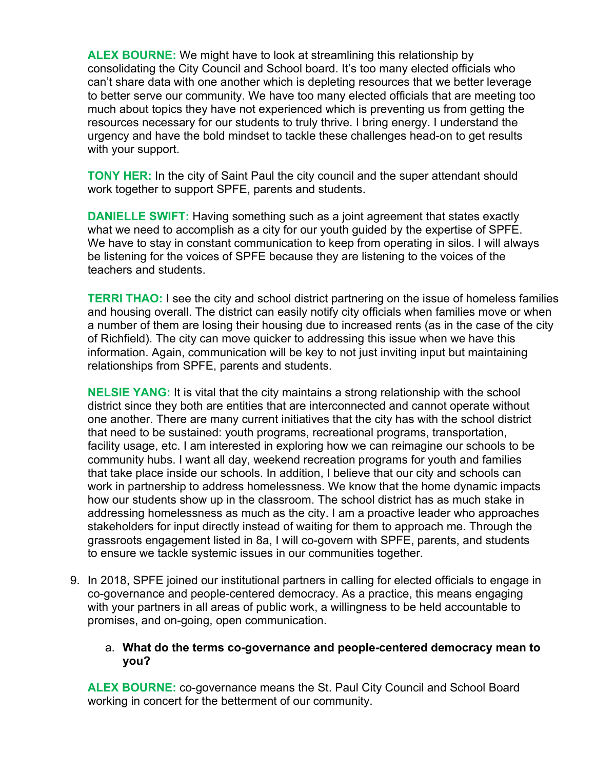**ALEX BOURNE:** We might have to look at streamlining this relationship by consolidating the City Council and School board. It's too many elected officials who can't share data with one another which is depleting resources that we better leverage to better serve our community. We have too many elected officials that are meeting too much about topics they have not experienced which is preventing us from getting the resources necessary for our students to truly thrive. I bring energy. I understand the urgency and have the bold mindset to tackle these challenges head-on to get results with your support.

**TONY HER:** In the city of Saint Paul the city council and the super attendant should work together to support SPFE, parents and students.

**DANIELLE SWIFT:** Having something such as a joint agreement that states exactly what we need to accomplish as a city for our youth guided by the expertise of SPFE. We have to stay in constant communication to keep from operating in silos. I will always be listening for the voices of SPFE because they are listening to the voices of the teachers and students.

**TERRI THAO:** I see the city and school district partnering on the issue of homeless families and housing overall. The district can easily notify city officials when families move or when a number of them are losing their housing due to increased rents (as in the case of the city of Richfield). The city can move quicker to addressing this issue when we have this information. Again, communication will be key to not just inviting input but maintaining relationships from SPFE, parents and students.

**NELSIE YANG:** It is vital that the city maintains a strong relationship with the school district since they both are entities that are interconnected and cannot operate without one another. There are many current initiatives that the city has with the school district that need to be sustained: youth programs, recreational programs, transportation, facility usage, etc. I am interested in exploring how we can reimagine our schools to be community hubs. I want all day, weekend recreation programs for youth and families that take place inside our schools. In addition, I believe that our city and schools can work in partnership to address homelessness. We know that the home dynamic impacts how our students show up in the classroom. The school district has as much stake in addressing homelessness as much as the city. I am a proactive leader who approaches stakeholders for input directly instead of waiting for them to approach me. Through the grassroots engagement listed in 8a, I will co-govern with SPFE, parents, and students to ensure we tackle systemic issues in our communities together.

9. In 2018, SPFE joined our institutional partners in calling for elected officials to engage in co-governance and people-centered democracy. As a practice, this means engaging with your partners in all areas of public work, a willingness to be held accountable to promises, and on-going, open communication.

    a. **What do the terms co-governance and people-centered democracy mean to you?**

**ALEX BOURNE:** co-governance means the St. Paul City Council and School Board working in concert for the betterment of our community.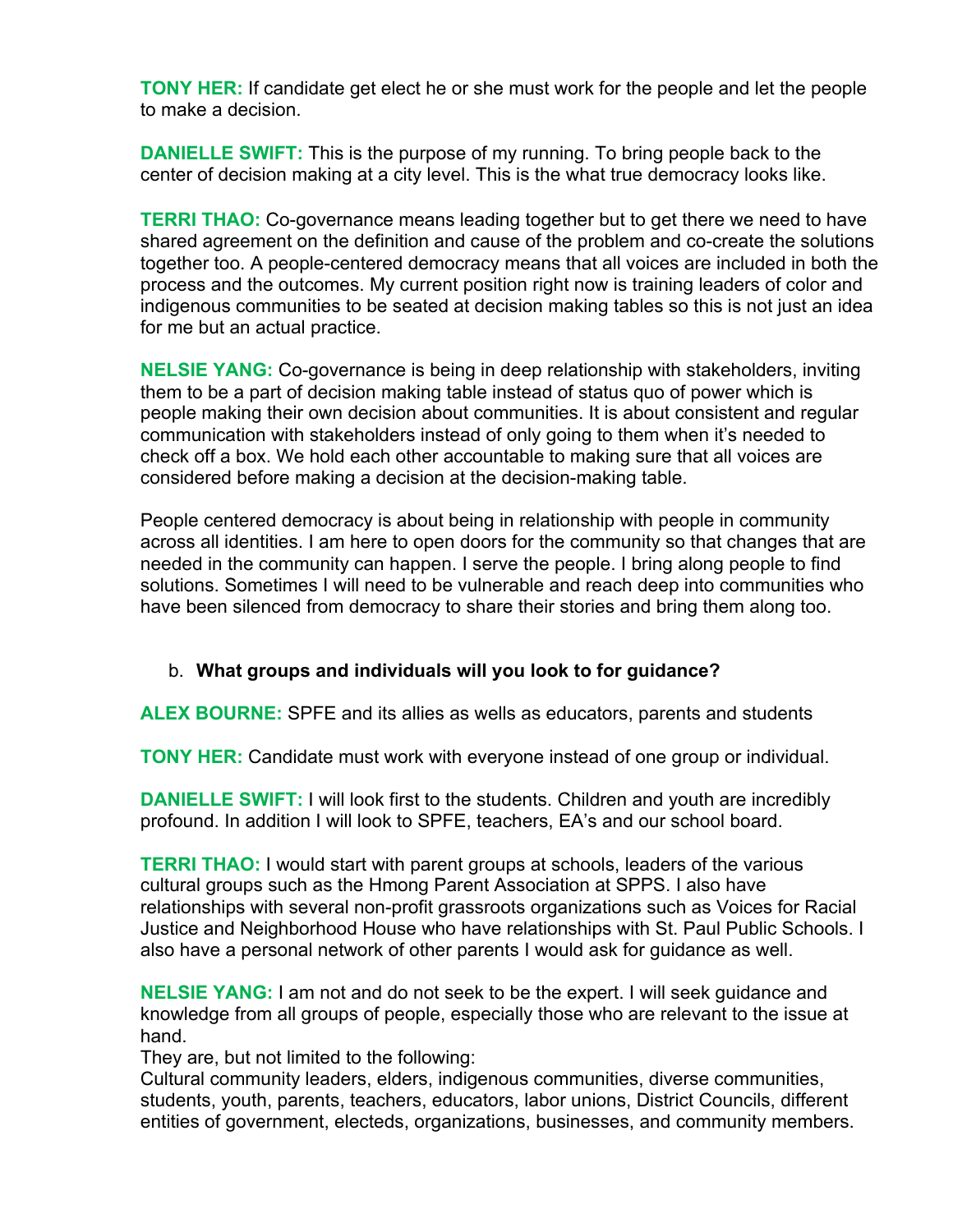**TONY HER:** If candidate get elect he or she must work for the people and let the people to make a decision.

**DANIELLE SWIFT:** This is the purpose of my running. To bring people back to the center of decision making at a city level. This is the what true democracy looks like.

**TERRI THAO:** Co-governance means leading together but to get there we need to have shared agreement on the definition and cause of the problem and co-create the solutions together too. A people-centered democracy means that all voices are included in both the process and the outcomes. My current position right now is training leaders of color and indigenous communities to be seated at decision making tables so this is not just an idea for me but an actual practice.

**NELSIE YANG:** Co-governance is being in deep relationship with stakeholders, inviting them to be a part of decision making table instead of status quo of power which is people making their own decision about communities. It is about consistent and regular communication with stakeholders instead of only going to them when it's needed to check off a box. We hold each other accountable to making sure that all voices are considered before making a decision at the decision-making table.

People centered democracy is about being in relationship with people in community across all identities. I am here to open doors for the community so that changes that are needed in the community can happen. I serve the people. I bring along people to find solutions. Sometimes I will need to be vulnerable and reach deep into communities who have been silenced from democracy to share their stories and bring them along too.

b. **What groups and individuals will you look to for guidance?**

**ALEX BOURNE:** SPFE and its allies as wells as educators, parents and students

**TONY HER:** Candidate must work with everyone instead of one group or individual.

**DANIELLE SWIFT:** I will look first to the students. Children and youth are incredibly profound. In addition I will look to SPFE, teachers, EA's and our school board.

**TERRI THAO:** I would start with parent groups at schools, leaders of the various cultural groups such as the Hmong Parent Association at SPPS. I also have relationships with several non-profit grassroots organizations such as Voices for Racial Justice and Neighborhood House who have relationships with St. Paul Public Schools. I also have a personal network of other parents I would ask for guidance as well.

**NELSIE YANG:** I am not and do not seek to be the expert. I will seek guidance and knowledge from all groups of people, especially those who are relevant to the issue at hand.
They are, but not limited to the following:
Cultural community leaders, elders, indigenous communities, diverse communities, students, youth, parents, teachers, educators, labor unions, District Councils, different entities of government, electeds, organizations, businesses, and community members.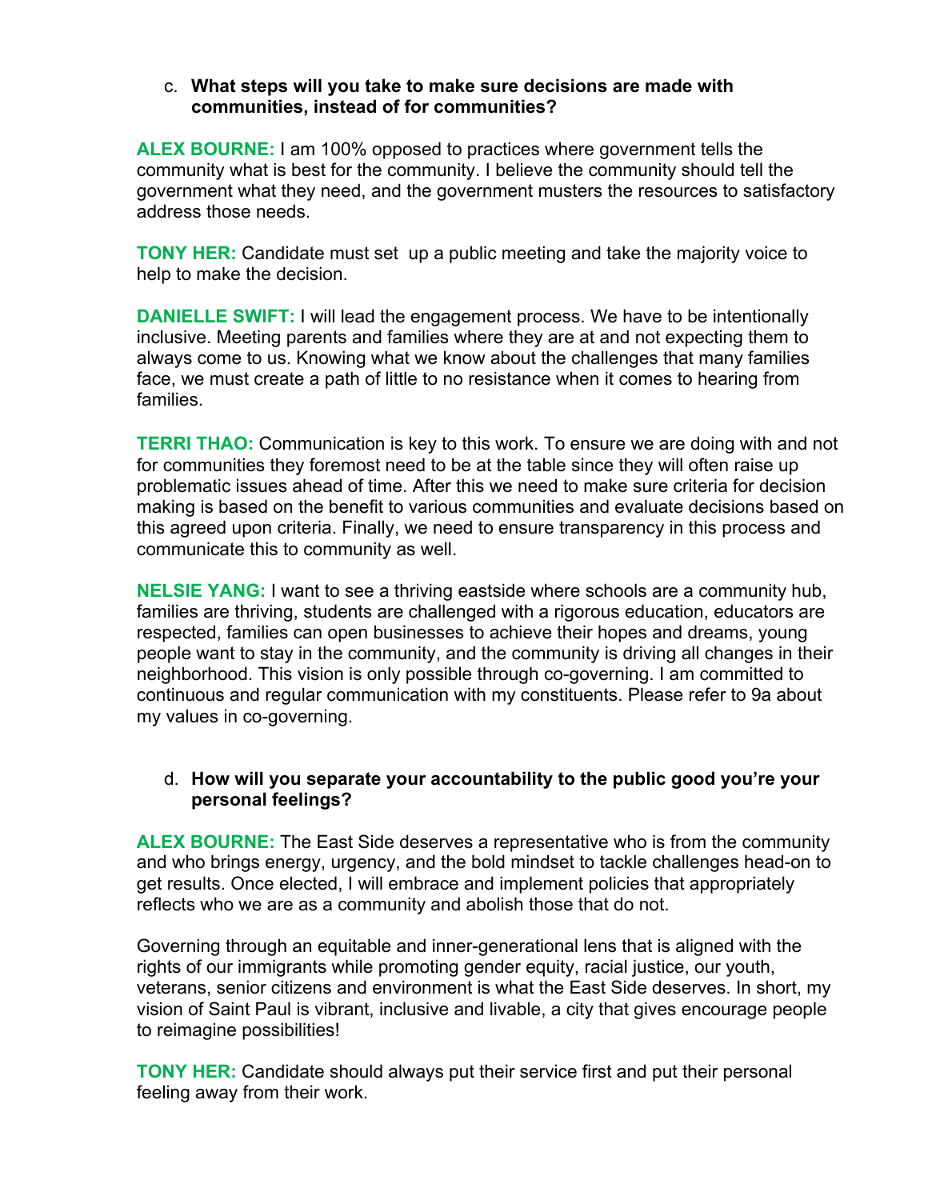c. **What steps will you take to make sure decisions are made with communities, instead of for communities?**

**ALEX BOURNE:** I am 100% opposed to practices where government tells the community what is best for the community. I believe the community should tell the government what they need, and the government musters the resources to satisfactory address those needs.

**TONY HER:** Candidate must set up a public meeting and take the majority voice to help to make the decision.

**DANIELLE SWIFT:** I will lead the engagement process. We have to be intentionally inclusive. Meeting parents and families where they are at and not expecting them to always come to us. Knowing what we know about the challenges that many families face, we must create a path of little to no resistance when it comes to hearing from families.

**TERRI THAO:** Communication is key to this work. To ensure we are doing with and not for communities they foremost need to be at the table since they will often raise up problematic issues ahead of time. After this we need to make sure criteria for decision making is based on the benefit to various communities and evaluate decisions based on this agreed upon criteria. Finally, we need to ensure transparency in this process and communicate this to community as well.

**NELSIE YANG:** I want to see a thriving eastside where schools are a community hub, families are thriving, students are challenged with a rigorous education, educators are respected, families can open businesses to achieve their hopes and dreams, young people want to stay in the community, and the community is driving all changes in their neighborhood. This vision is only possible through co-governing. I am committed to continuous and regular communication with my constituents. Please refer to 9a about my values in co-governing.

d. **How will you separate your accountability to the public good you're your personal feelings?**

**ALEX BOURNE:** The East Side deserves a representative who is from the community and who brings energy, urgency, and the bold mindset to tackle challenges head-on to get results. Once elected, I will embrace and implement policies that appropriately reflects who we are as a community and abolish those that do not.

Governing through an equitable and inner-generational lens that is aligned with the rights of our immigrants while promoting gender equity, racial justice, our youth, veterans, senior citizens and environment is what the East Side deserves. In short, my vision of Saint Paul is vibrant, inclusive and livable, a city that gives encourage people to reimagine possibilities!

**TONY HER:** Candidate should always put their service first and put their personal feeling away from their work.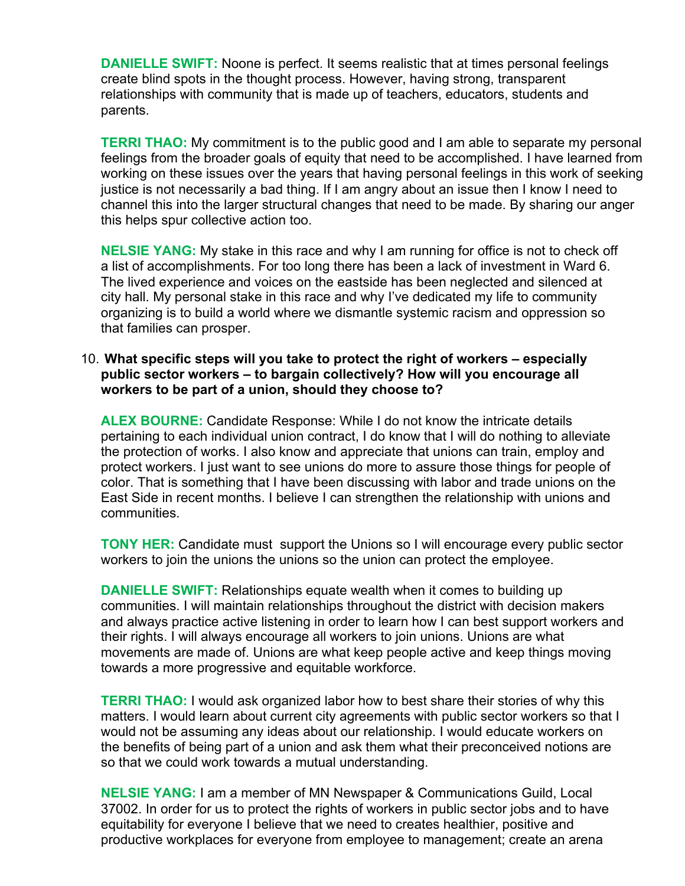**DANIELLE SWIFT:** Noone is perfect. It seems realistic that at times personal feelings create blind spots in the thought process. However, having strong, transparent relationships with community that is made up of teachers, educators, students and parents.

**TERRI THAO:** My commitment is to the public good and I am able to separate my personal feelings from the broader goals of equity that need to be accomplished. I have learned from working on these issues over the years that having personal feelings in this work of seeking justice is not necessarily a bad thing. If I am angry about an issue then I know I need to channel this into the larger structural changes that need to be made. By sharing our anger this helps spur collective action too.

**NELSIE YANG:** My stake in this race and why I am running for office is not to check off a list of accomplishments. For too long there has been a lack of investment in Ward 6. The lived experience and voices on the eastside has been neglected and silenced at city hall. My personal stake in this race and why I've dedicated my life to community organizing is to build a world where we dismantle systemic racism and oppression so that families can prosper.

10. **What specific steps will you take to protect the right of workers – especially public sector workers – to bargain collectively? How will you encourage all workers to be part of a union, should they choose to?**

**ALEX BOURNE:** Candidate Response: While I do not know the intricate details pertaining to each individual union contract, I do know that I will do nothing to alleviate the protection of works. I also know and appreciate that unions can train, employ and protect workers. I just want to see unions do more to assure those things for people of color. That is something that I have been discussing with labor and trade unions on the East Side in recent months. I believe I can strengthen the relationship with unions and communities.

**TONY HER:** Candidate must support the Unions so I will encourage every public sector workers to join the unions the unions so the union can protect the employee.

**DANIELLE SWIFT:** Relationships equate wealth when it comes to building up communities. I will maintain relationships throughout the district with decision makers and always practice active listening in order to learn how I can best support workers and their rights. I will always encourage all workers to join unions. Unions are what movements are made of. Unions are what keep people active and keep things moving towards a more progressive and equitable workforce.

**TERRI THAO:** I would ask organized labor how to best share their stories of why this matters. I would learn about current city agreements with public sector workers so that I would not be assuming any ideas about our relationship. I would educate workers on the benefits of being part of a union and ask them what their preconceived notions are so that we could work towards a mutual understanding.

**NELSIE YANG:** I am a member of MN Newspaper & Communications Guild, Local 37002. In order for us to protect the rights of workers in public sector jobs and to have equitability for everyone I believe that we need to creates healthier, positive and productive workplaces for everyone from employee to management; create an arena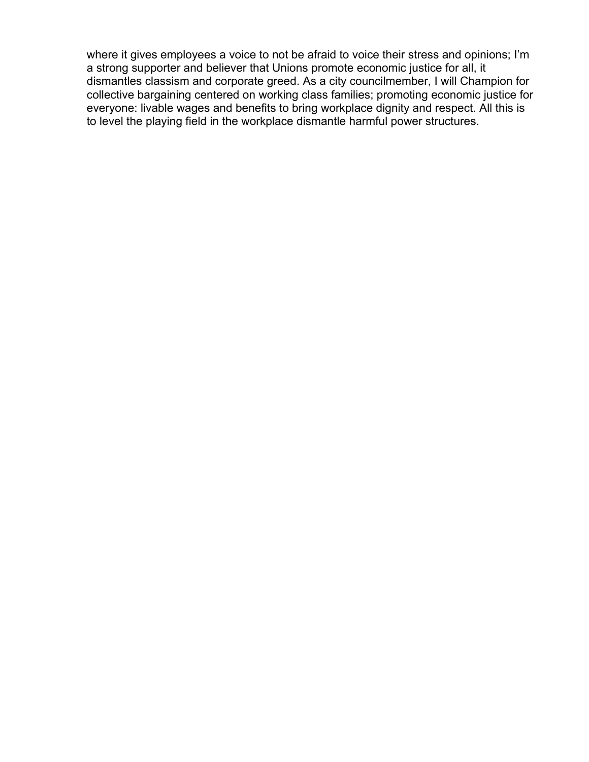where it gives employees a voice to not be afraid to voice their stress and opinions; I'm a strong supporter and believer that Unions promote economic justice for all, it dismantles classism and corporate greed. As a city councilmember, I will Champion for collective bargaining centered on working class families; promoting economic justice for everyone: livable wages and benefits to bring workplace dignity and respect. All this is to level the playing field in the workplace dismantle harmful power structures.